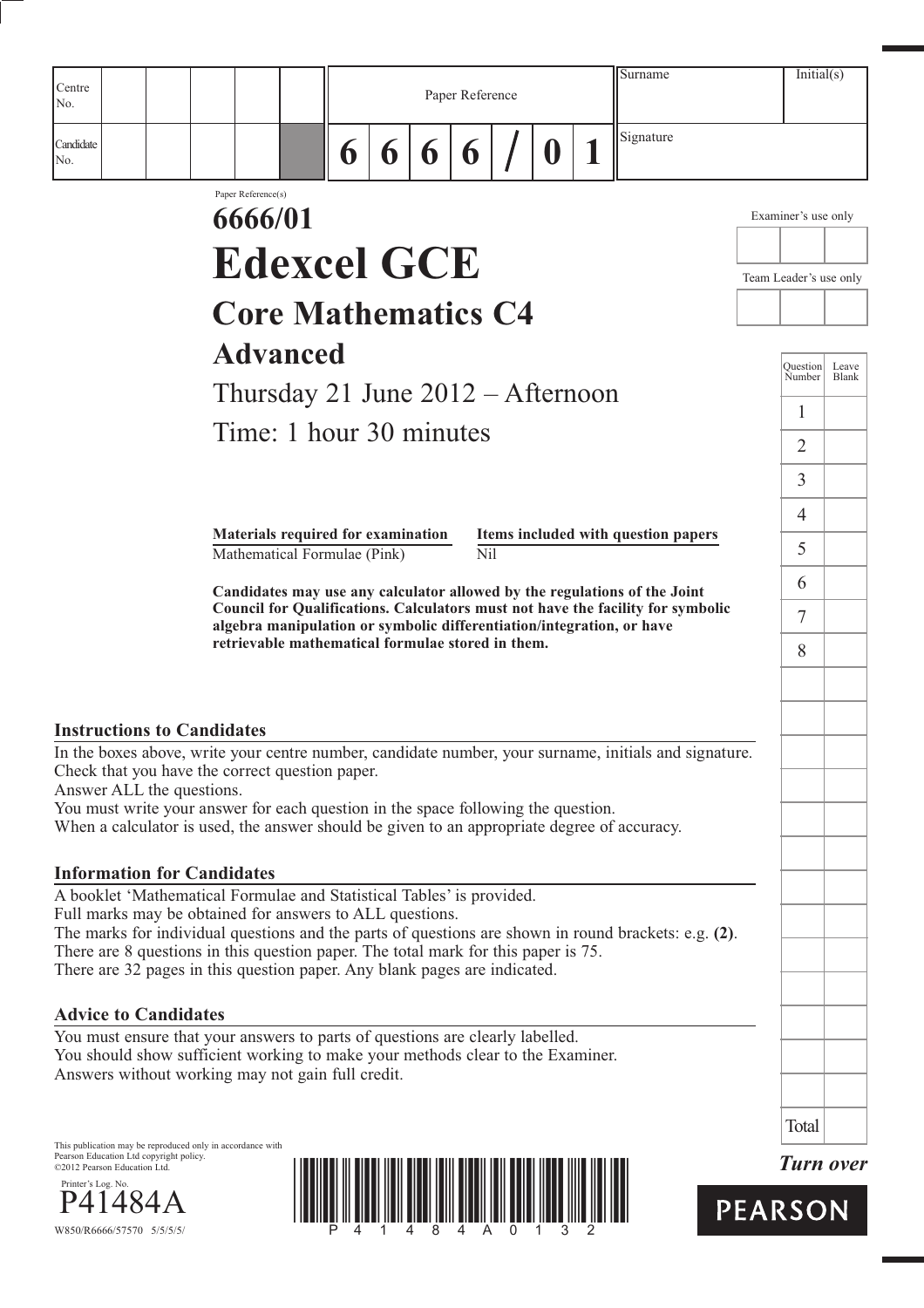| Centre No. | | | | | | Paper Reference | | | | | | | Surname | Initial(s) |
|---|---|---|---|---|---|---|---|---|---|---|---|---|---|---|
| Candidate No. | | | | | | 6 | 6 | 6 | 6 | / | 0 | 1 | Signature | |

Paper Reference(s)

# 6666/01

# Edexcel GCE

## Core Mathematics C4

## Advanced

Thursday 21 June 2012 – Afternoon

Time: 1 hour 30 minutes

| **Materials required for examination** | **Items included with question papers** |
|---|---|
| Mathematical Formulae (Pink) | Nil |

**Candidates may use any calculator allowed by the regulations of the Joint Council for Qualifications. Calculators must not have the facility for symbolic algebra manipulation or symbolic differentiation/integration, or have retrievable mathematical formulae stored in them.**

Examiner's use only

Team Leader's use only

| Question Number | Leave Blank |
|---|---|
| 1 | |
| 2 | |
| 3 | |
| 4 | |
| 5 | |
| 6 | |
| 7 | |
| 8 | |
| Total | |

### Instructions to Candidates

In the boxes above, write your centre number, candidate number, your surname, initials and signature.
Check that you have the correct question paper.
Answer ALL the questions.
You must write your answer for each question in the space following the question.
When a calculator is used, the answer should be given to an appropriate degree of accuracy.

### Information for Candidates

A booklet 'Mathematical Formulae and Statistical Tables' is provided.
Full marks may be obtained for answers to ALL questions.
The marks for individual questions and the parts of questions are shown in round brackets: e.g. **(2)**.
There are 8 questions in this question paper. The total mark for this paper is 75.
There are 32 pages in this question paper. Any blank pages are indicated.

### Advice to Candidates

You must ensure that your answers to parts of questions are clearly labelled.
You should show sufficient working to make your methods clear to the Examiner.
Answers without working may not gain full credit.

This publication may be reproduced only in accordance with Pearson Education Ltd copyright policy.
©2012 Pearson Education Ltd.

Printer's Log. No.
P41484A
W850/R6666/57570 5/5/5/

P 4 1 4 8 4 A 0 1 3 2

*Turn over*

PEARSON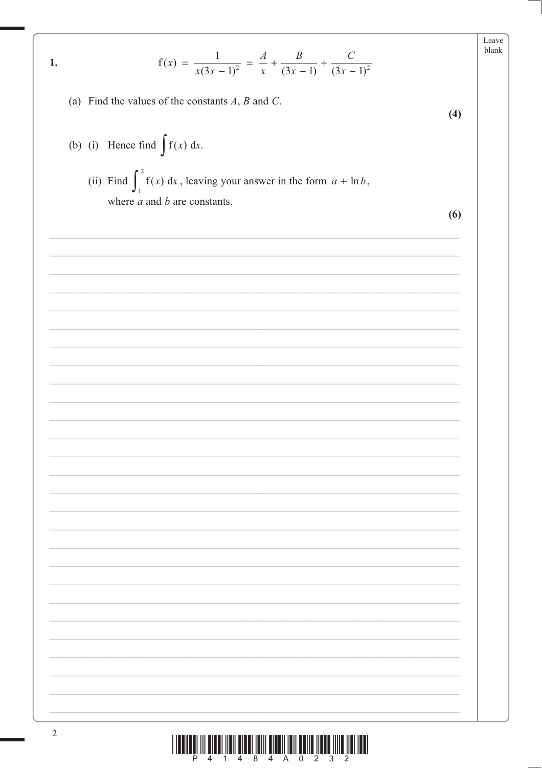**1.**

$$\mathrm{f}(x) = \frac{1}{x(3x-1)^2} = \frac{A}{x} + \frac{B}{(3x-1)} + \frac{C}{(3x-1)^2}$$

(a) Find the values of the constants $A$, $B$ and $C$.

**(4)**

(b) (i) Hence find $\int \mathrm{f}(x)\,\mathrm{d}x$.

(ii) Find $\int_1^2 \mathrm{f}(x)\,\mathrm{d}x$, leaving your answer in the form $a + \ln b$, where $a$ and $b$ are constants.

**(6)**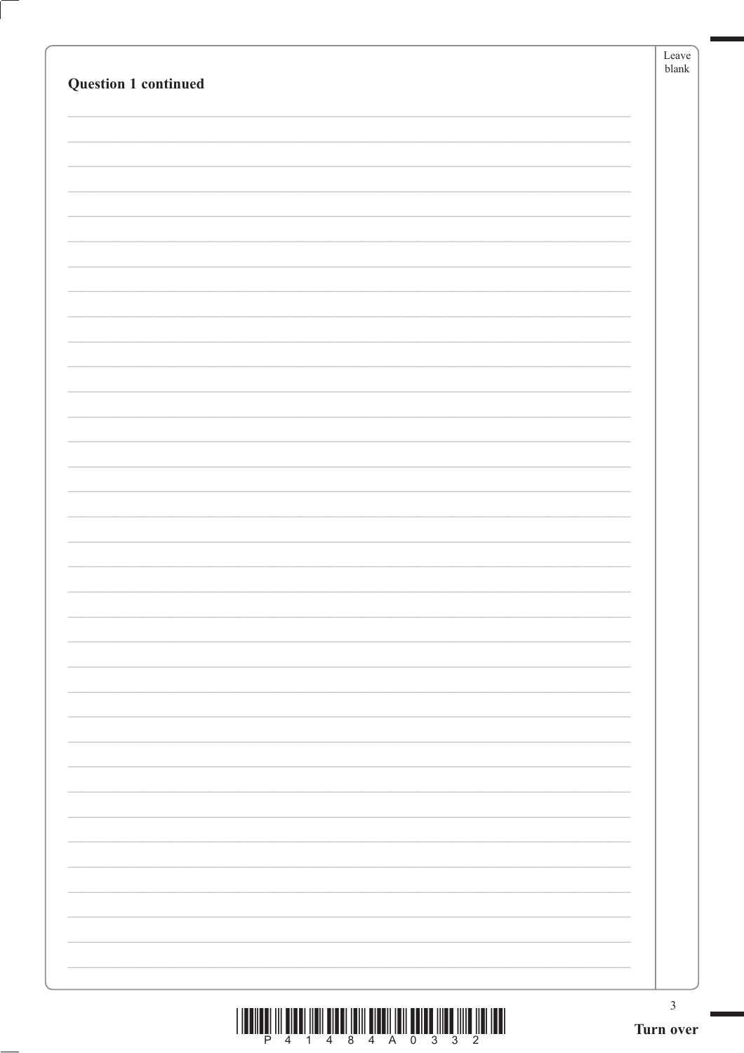**Question 1 continued**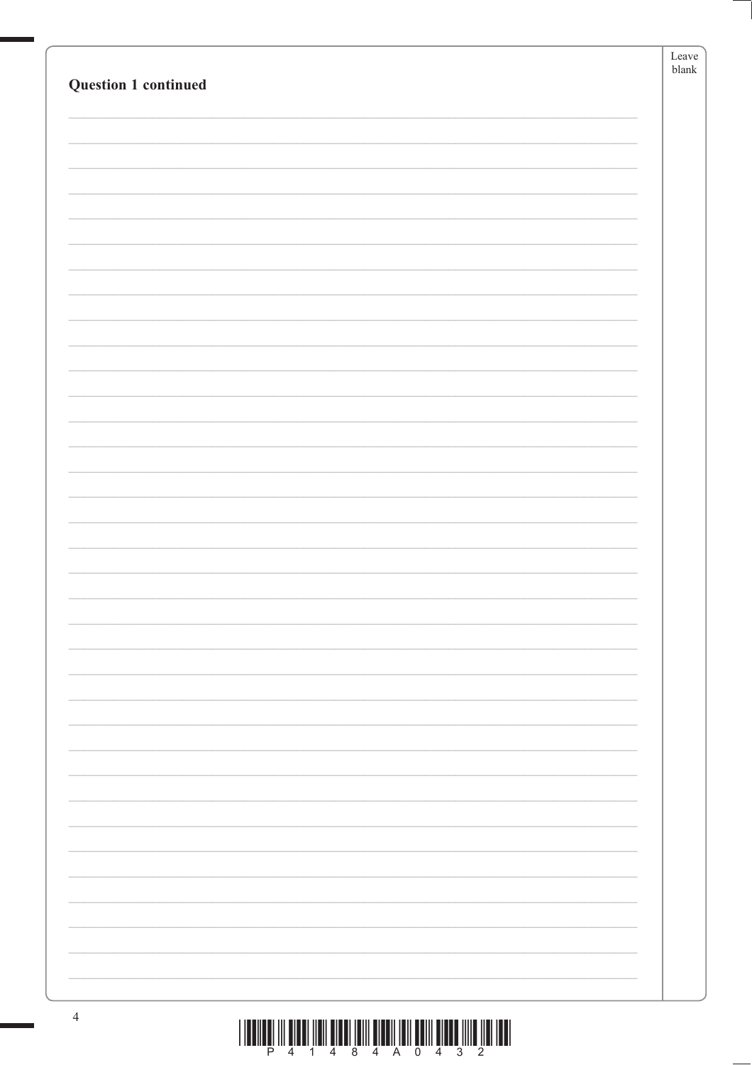**Question 1 continued**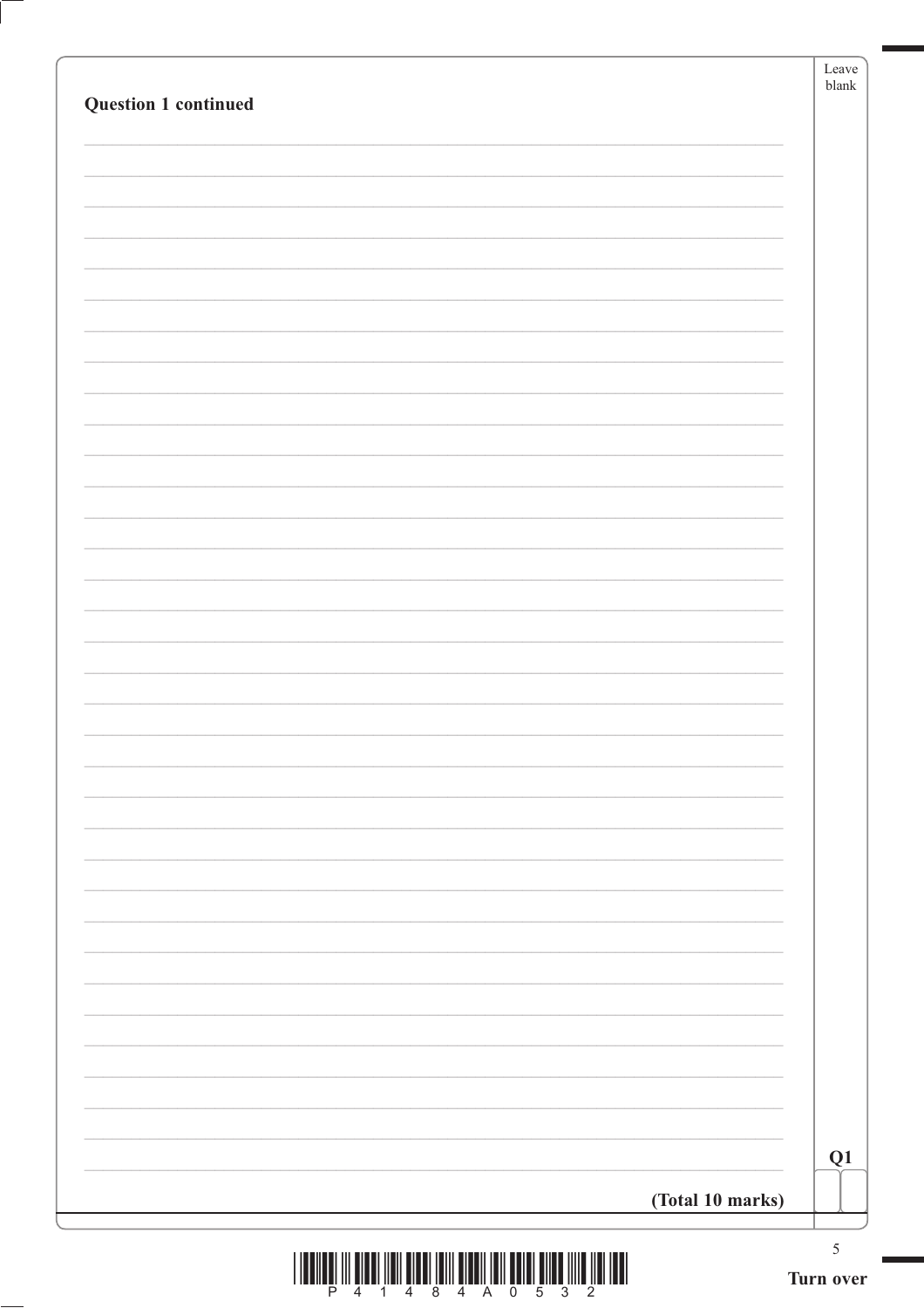**Question 1 continued**

**(Total 10 marks)**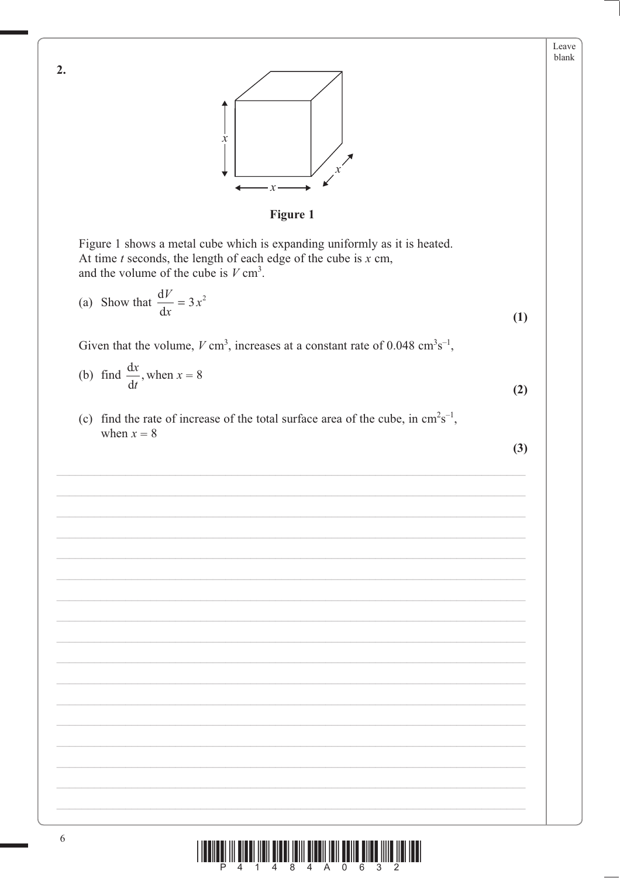**2.**

**Figure 1**

Figure 1 shows a metal cube which is expanding uniformly as it is heated.
At time $t$ seconds, the length of each edge of the cube is $x$ cm,
and the volume of the cube is $V$ cm$^3$.

(a) Show that $\dfrac{dV}{dx} = 3x^2$ **(1)**

Given that the volume, $V$ cm$^3$, increases at a constant rate of $0.048$ cm$^3$s$^{-1}$,

(b) find $\dfrac{dx}{dt}$, when $x = 8$ **(2)**

(c) find the rate of increase of the total surface area of the cube, in cm$^2$s$^{-1}$, when $x = 8$ **(3)**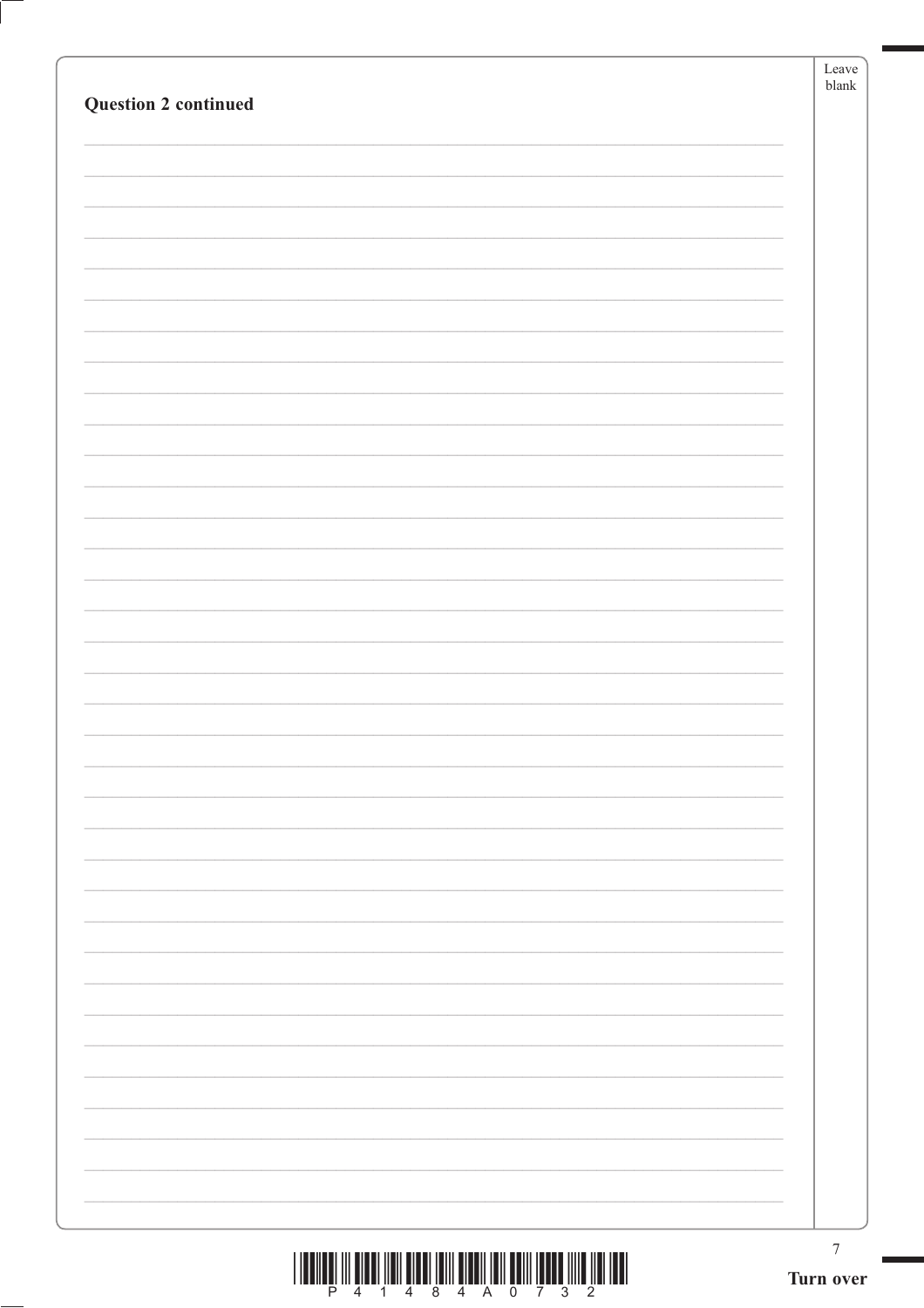**Question 2 continued**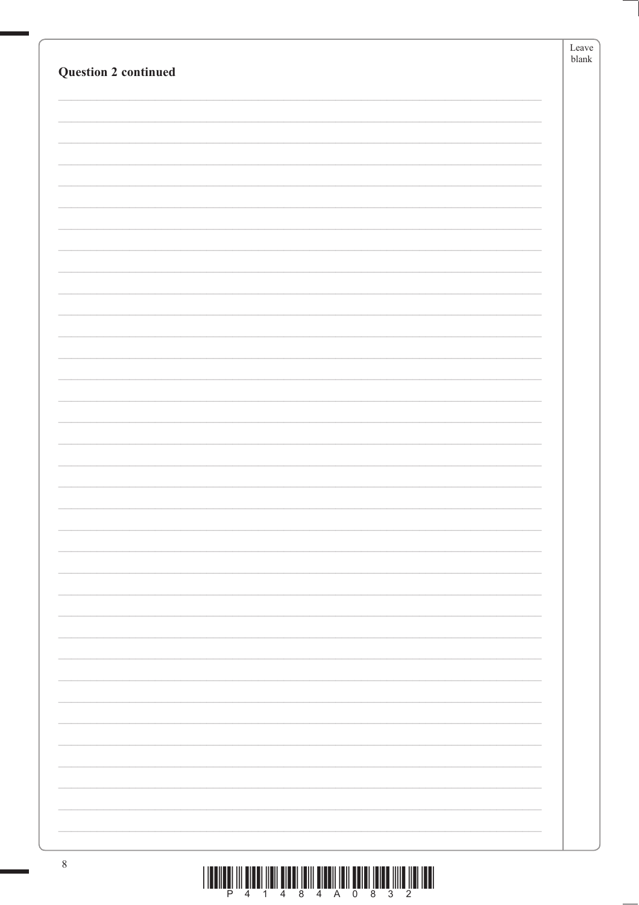**Question 2 continued**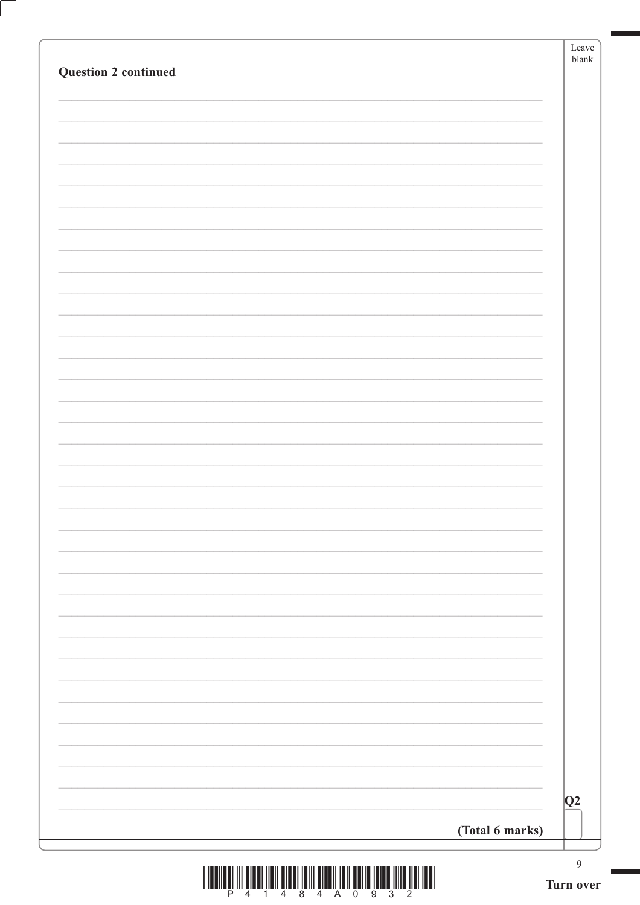**Question 2 continued**

Q2

**(Total 6 marks)**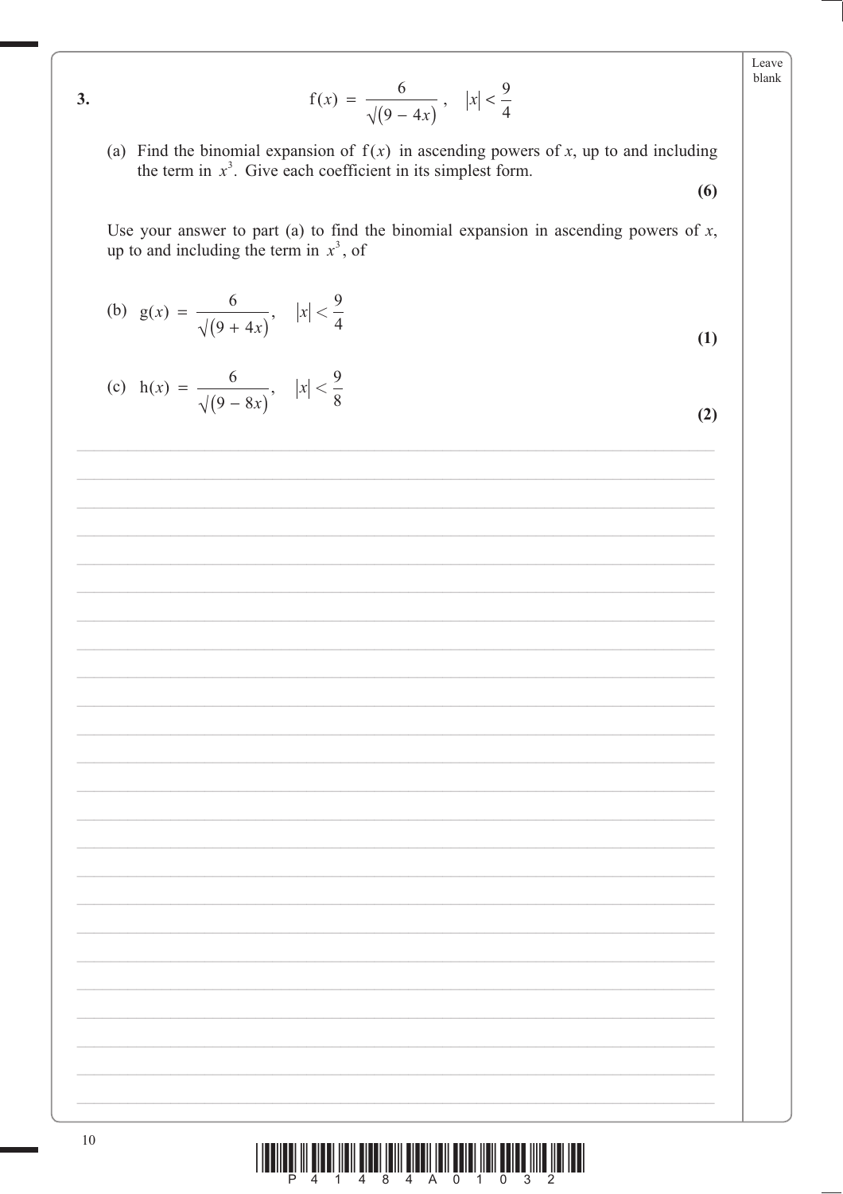**3.**

$$f(x) = \frac{6}{\sqrt{(9 - 4x)}}, \quad |x| < \frac{9}{4}$$

(a) Find the binomial expansion of $f(x)$ in ascending powers of $x$, up to and including the term in $x^3$. Give each coefficient in its simplest form.

**(6)**

Use your answer to part (a) to find the binomial expansion in ascending powers of $x$, up to and including the term in $x^3$, of

(b) $g(x) = \dfrac{6}{\sqrt{(9 + 4x)}}, \quad |x| < \dfrac{9}{4}$

**(1)**

(c) $h(x) = \dfrac{6}{\sqrt{(9 - 8x)}}, \quad |x| < \dfrac{9}{8}$

**(2)**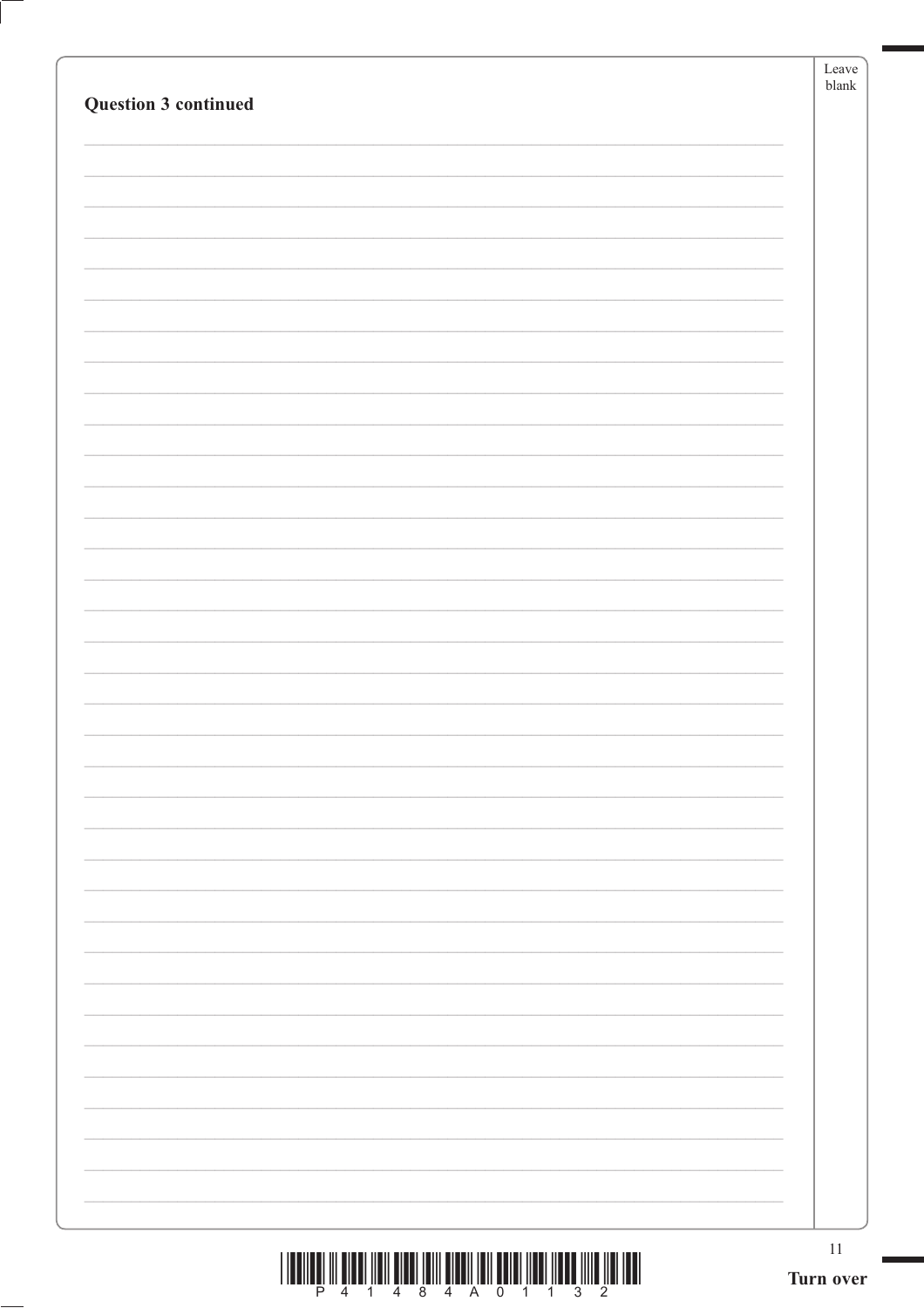**Question 3 continued**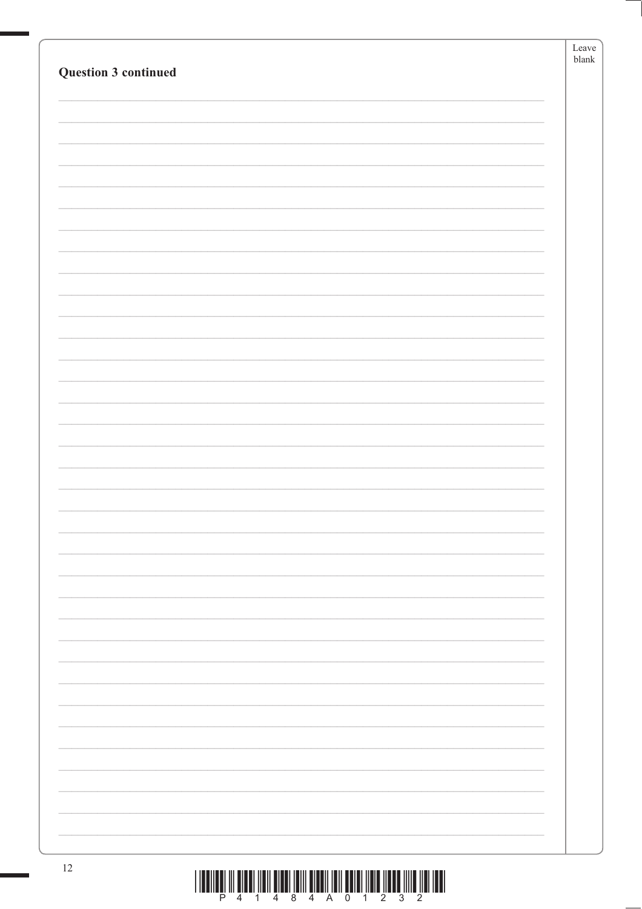**Question 3 continued**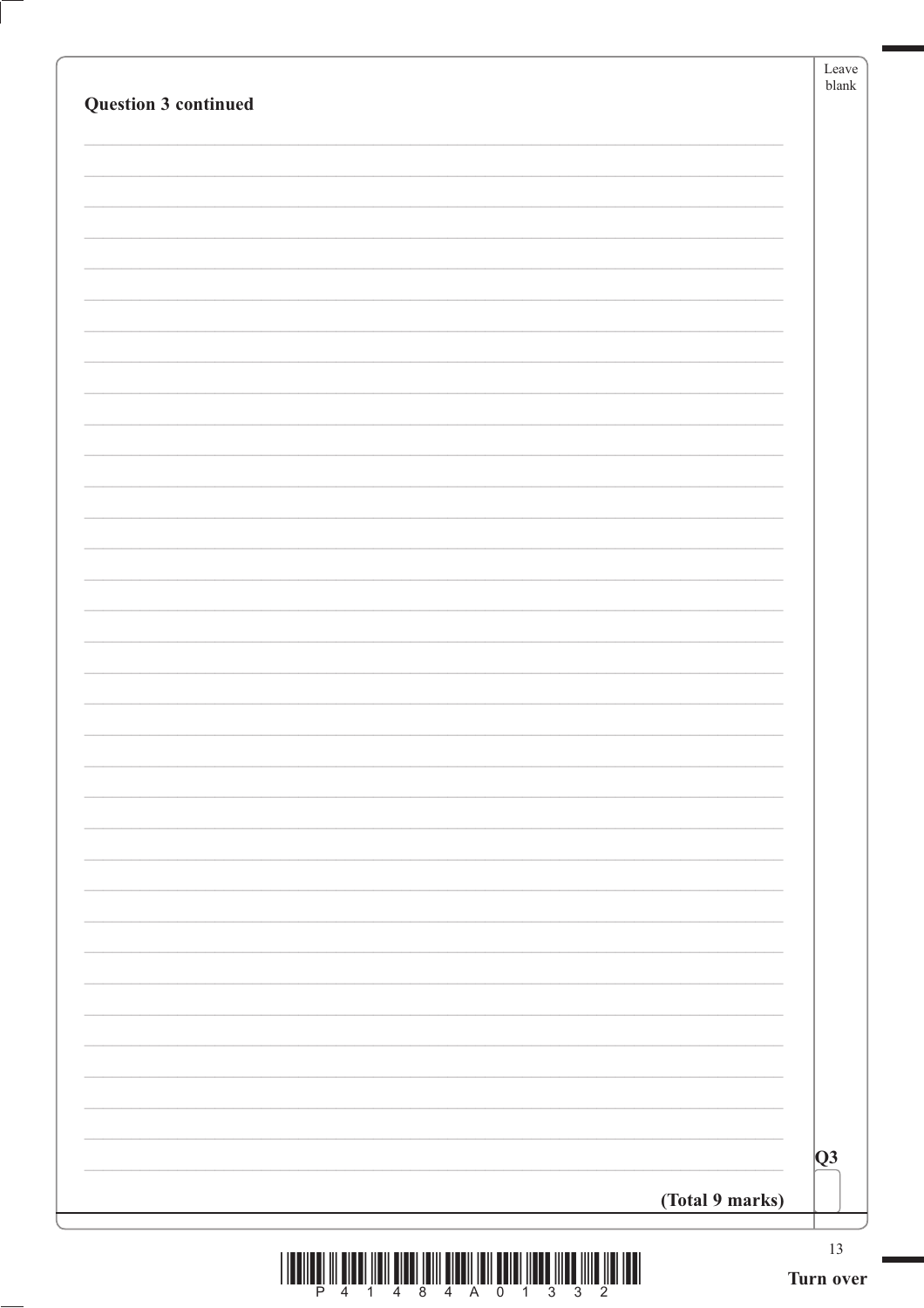**Question 3 continued**

**(Total 9 marks)**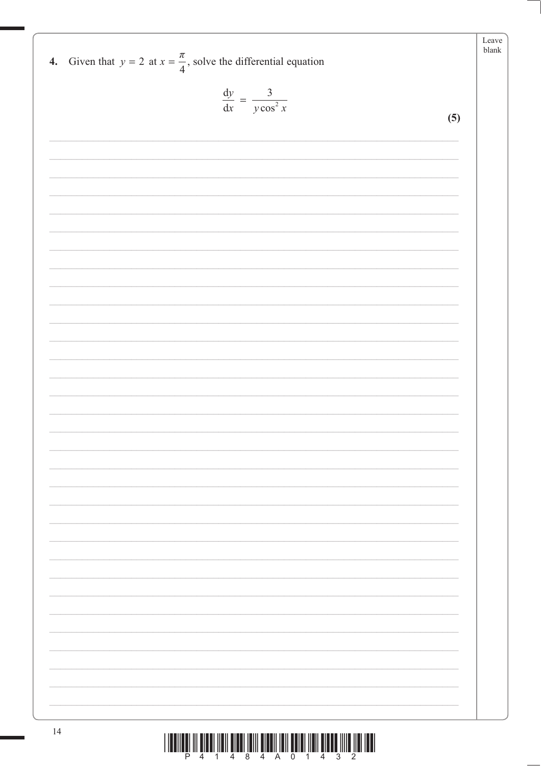**4.** Given that $y = 2$ at $x = \dfrac{\pi}{4}$, solve the differential equation

$$\frac{dy}{dx} = \frac{3}{y\cos^2 x}$$

**(5)**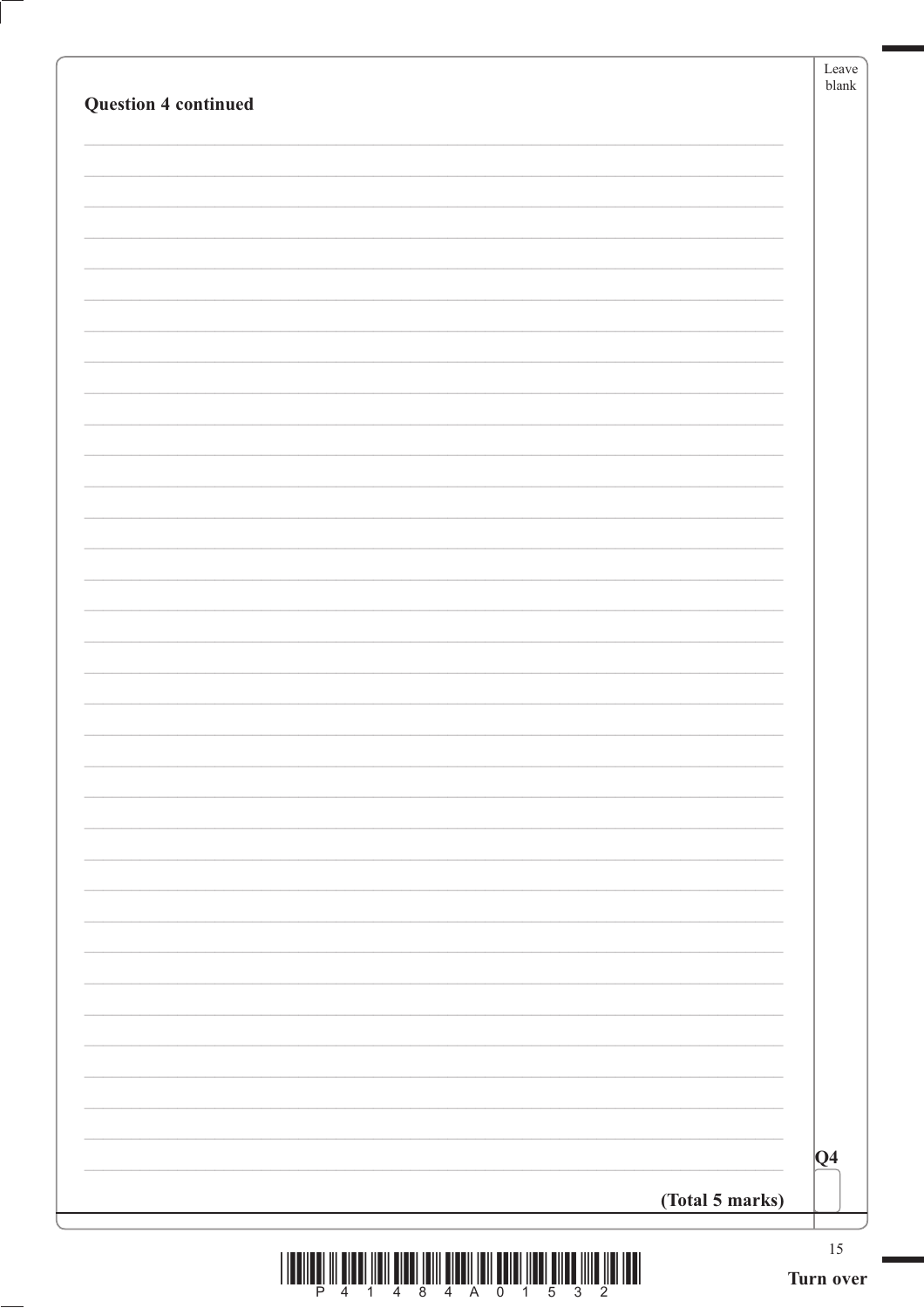**Question 4 continued**

**(Total 5 marks)**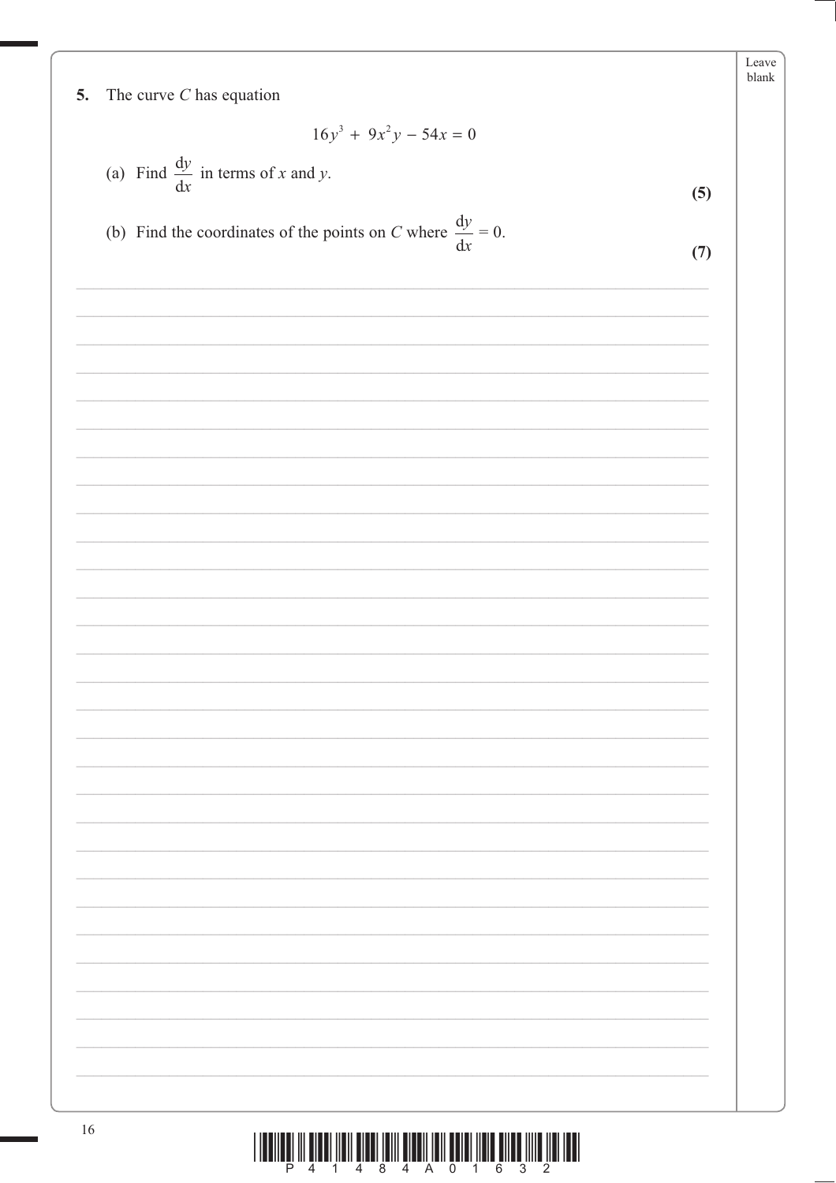**5.** The curve $C$ has equation

$$16y^3 + 9x^2y - 54x = 0$$

(a) Find $\dfrac{dy}{dx}$ in terms of $x$ and $y$.

**(5)**

(b) Find the coordinates of the points on $C$ where $\dfrac{dy}{dx} = 0$.

**(7)**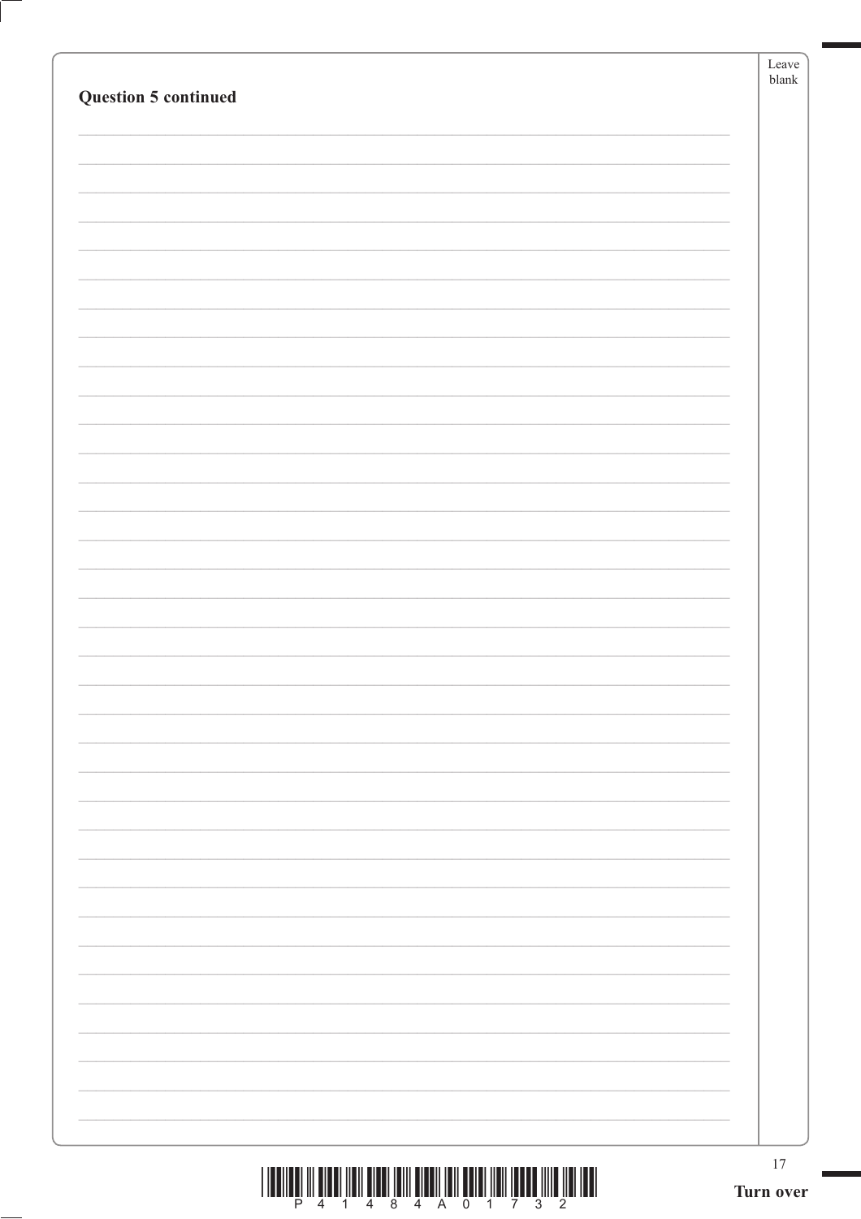**Question 5 continued**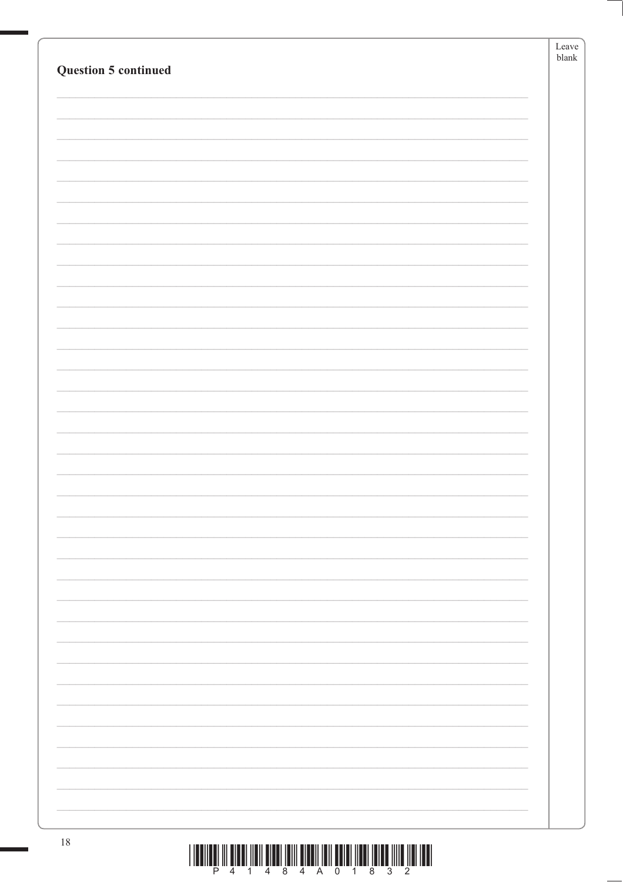**Question 5 continued**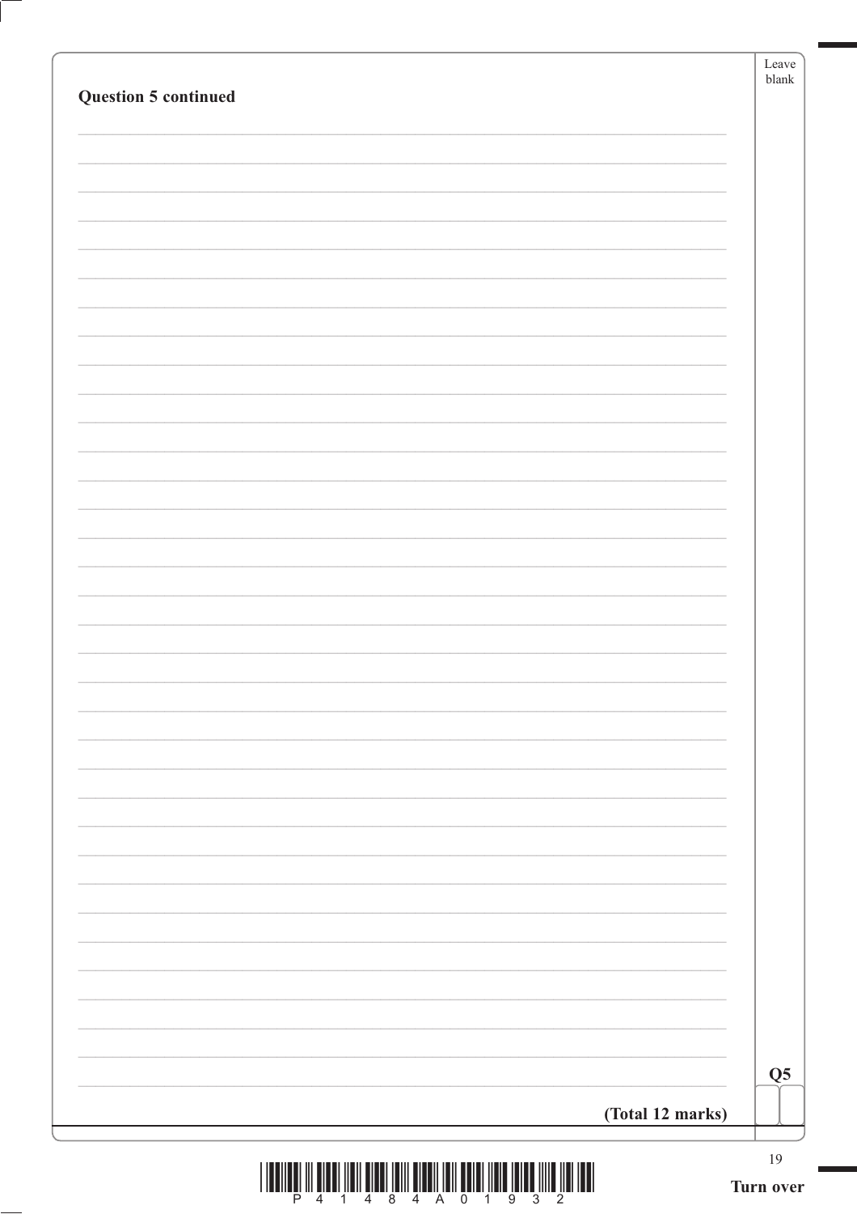**Question 5 continued**

**(Total 12 marks)**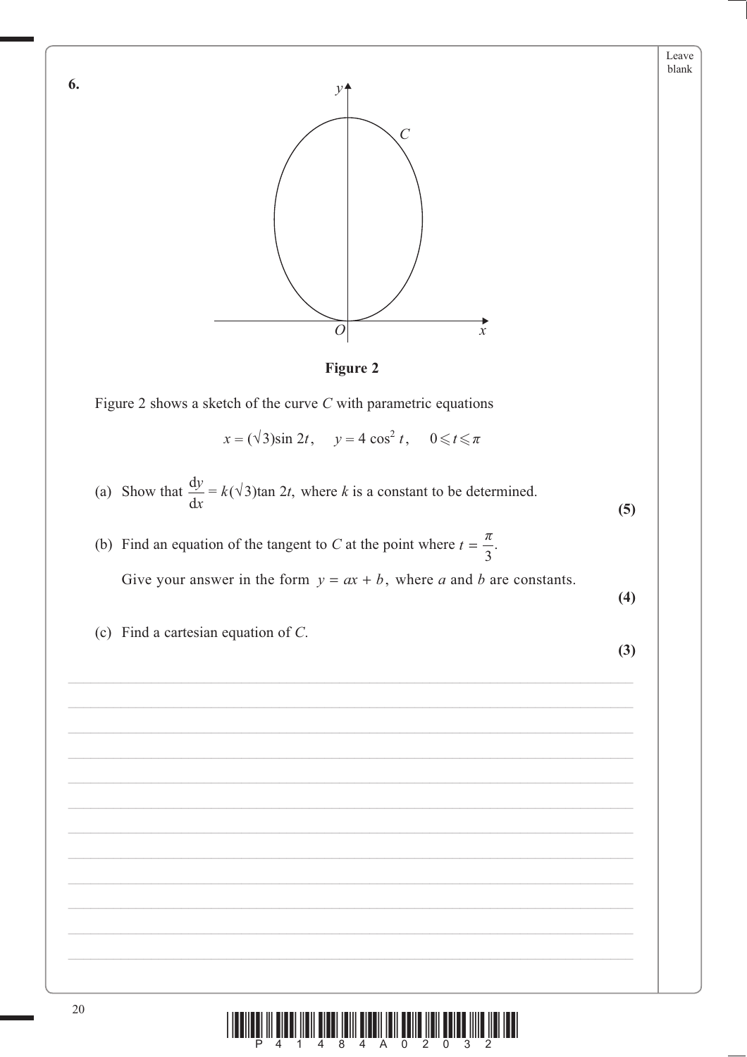**6.**

**Figure 2**

Figure 2 shows a sketch of the curve $C$ with parametric equations

$$x = (\sqrt{3})\sin 2t, \quad y = 4\cos^2 t, \quad 0 \leqslant t \leqslant \pi$$

(a) Show that $\dfrac{\mathrm{d}y}{\mathrm{d}x} = k(\sqrt{3})\tan 2t$, where $k$ is a constant to be determined.

**(5)**

(b) Find an equation of the tangent to $C$ at the point where $t = \dfrac{\pi}{3}$.

Give your answer in the form $y = ax + b$, where $a$ and $b$ are constants.

**(4)**

(c) Find a cartesian equation of $C$.

**(3)**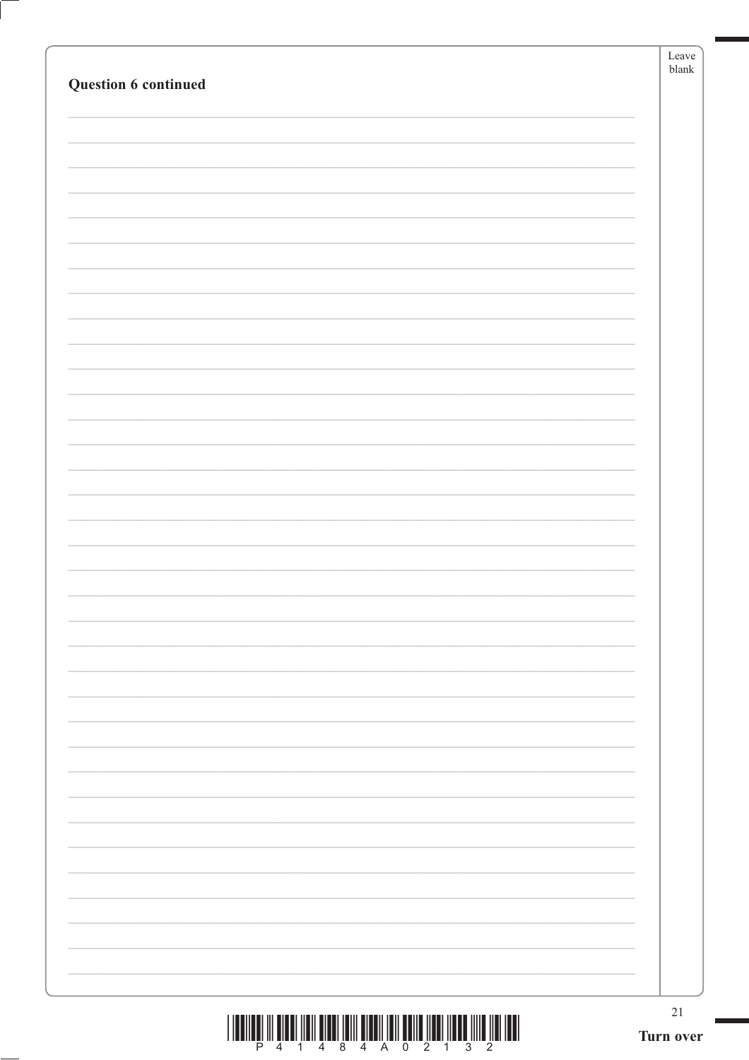**Question 6 continued**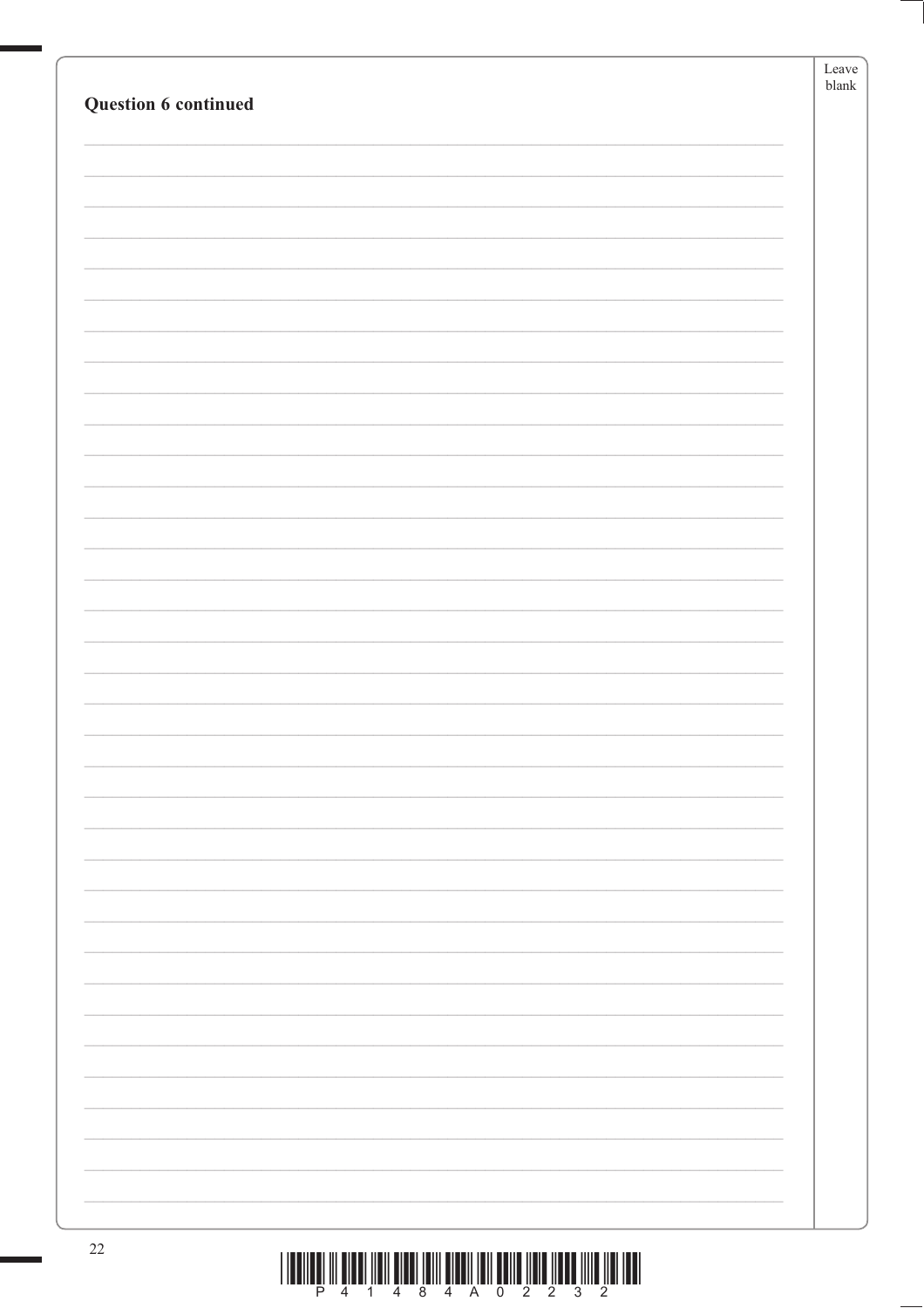**Question 6 continued**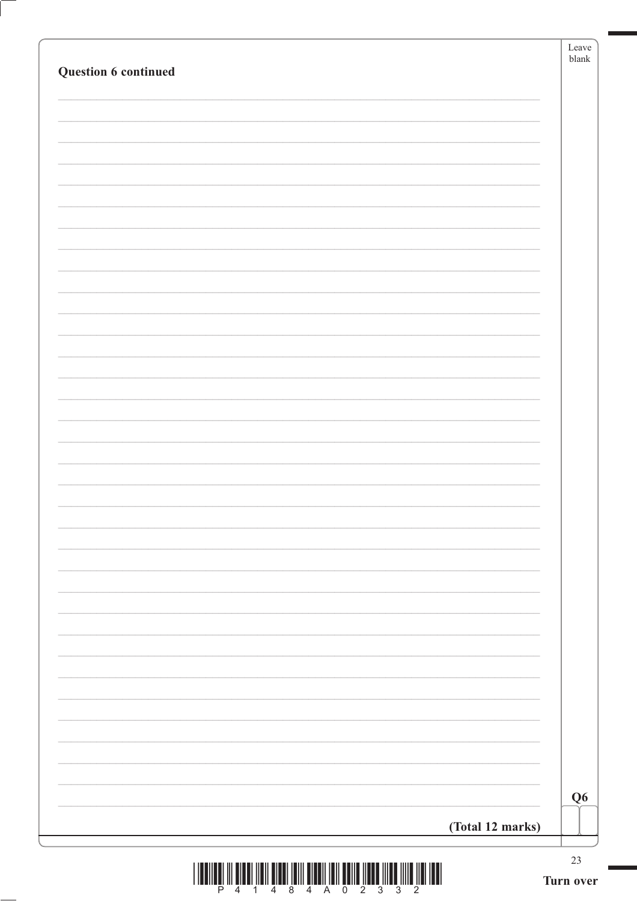**Question 6 continued**

**(Total 12 marks)**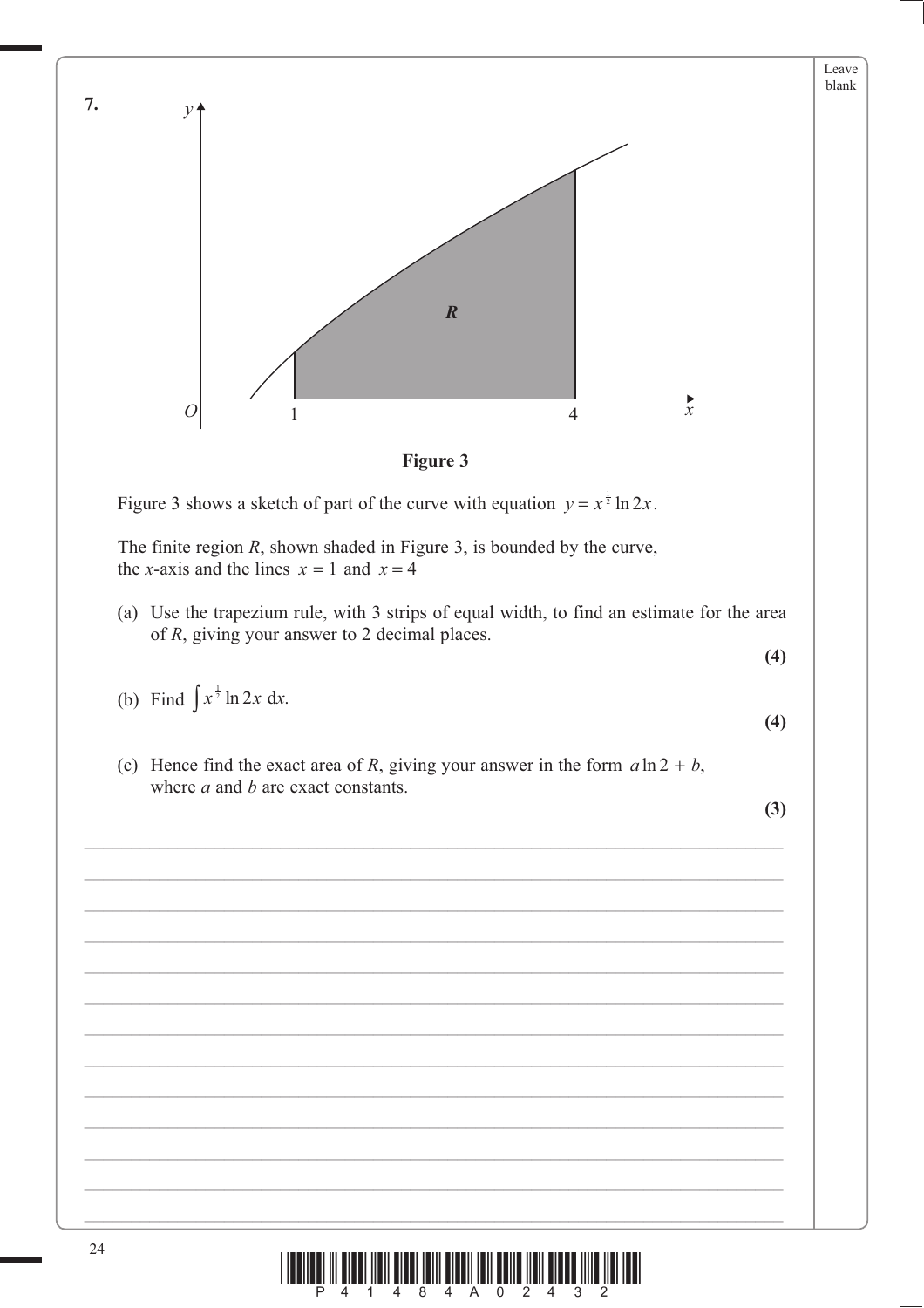**7.**

**Figure 3**

Figure 3 shows a sketch of part of the curve with equation $y = x^{\frac{1}{2}} \ln 2x$.

The finite region $R$, shown shaded in Figure 3, is bounded by the curve, the $x$-axis and the lines $x = 1$ and $x = 4$

(a) Use the trapezium rule, with 3 strips of equal width, to find an estimate for the area of $R$, giving your answer to 2 decimal places.

**(4)**

(b) Find $\int x^{\frac{1}{2}} \ln 2x \, dx$.

**(4)**

(c) Hence find the exact area of $R$, giving your answer in the form $a \ln 2 + b$, where $a$ and $b$ are exact constants.

**(3)**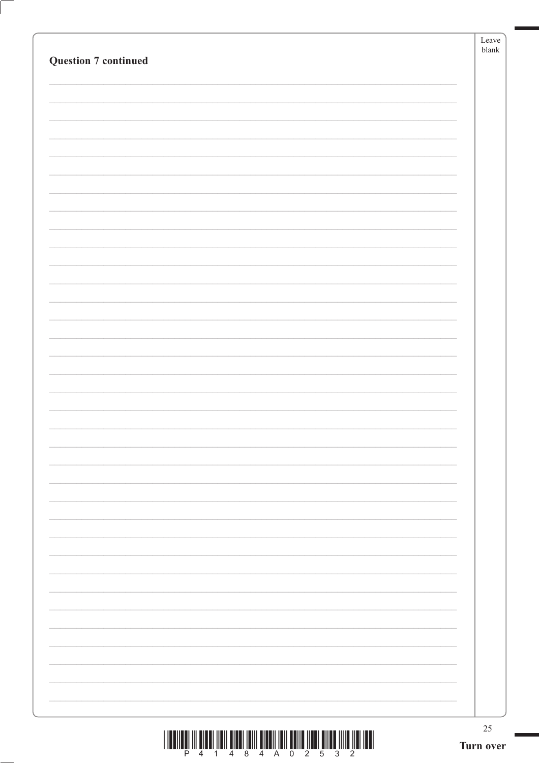**Question 7 continued**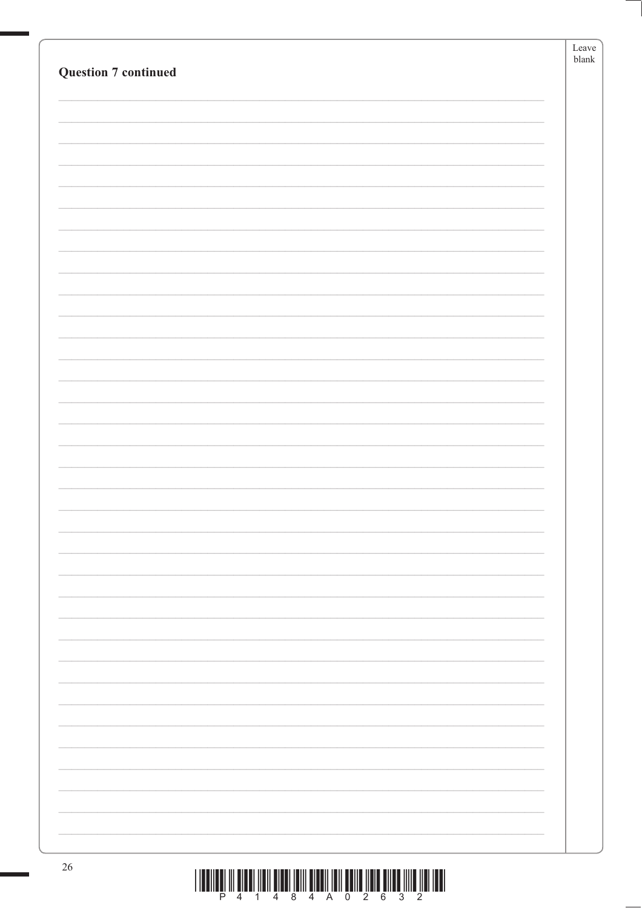**Question 7 continued**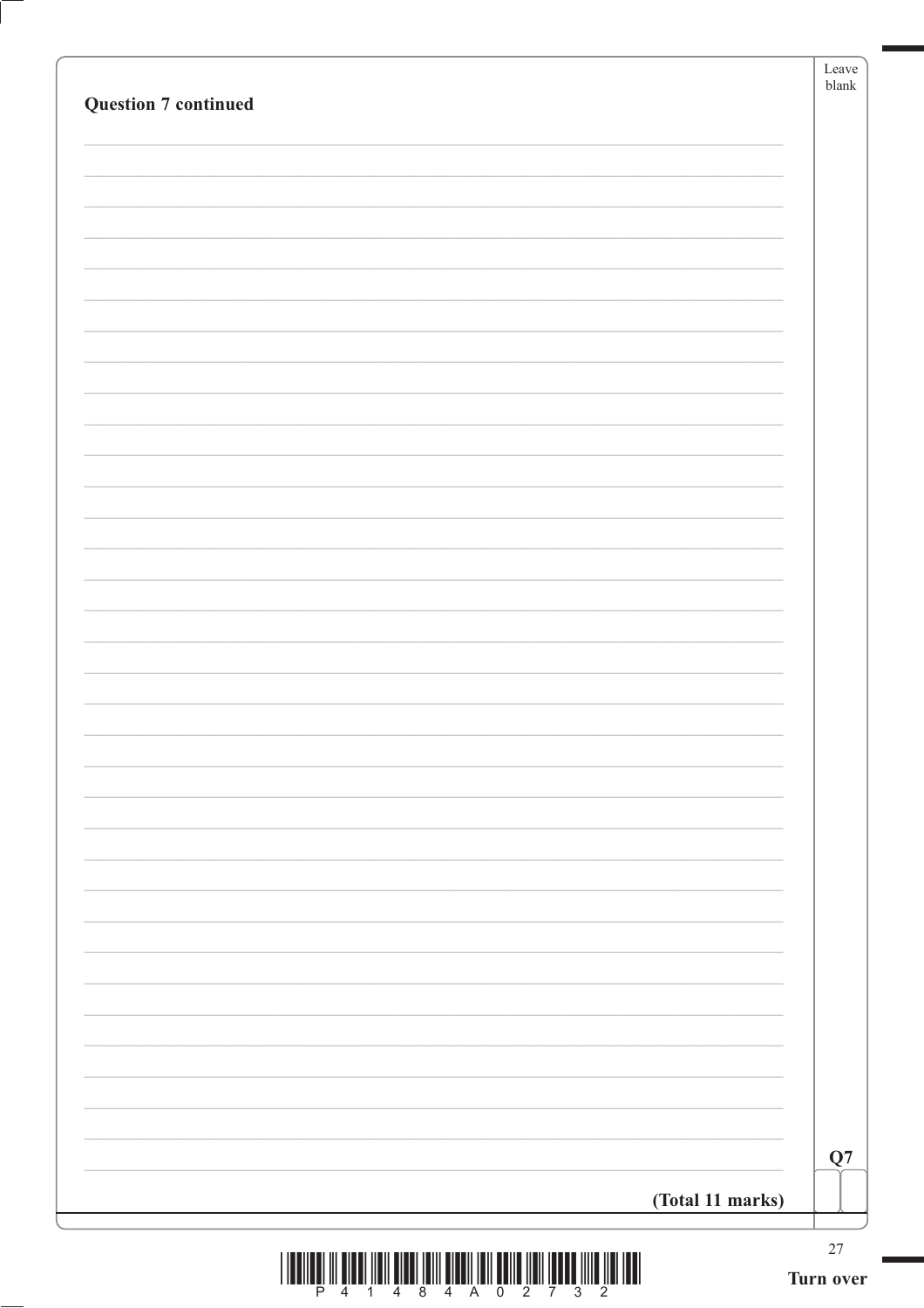**Question 7 continued**

**(Total 11 marks)**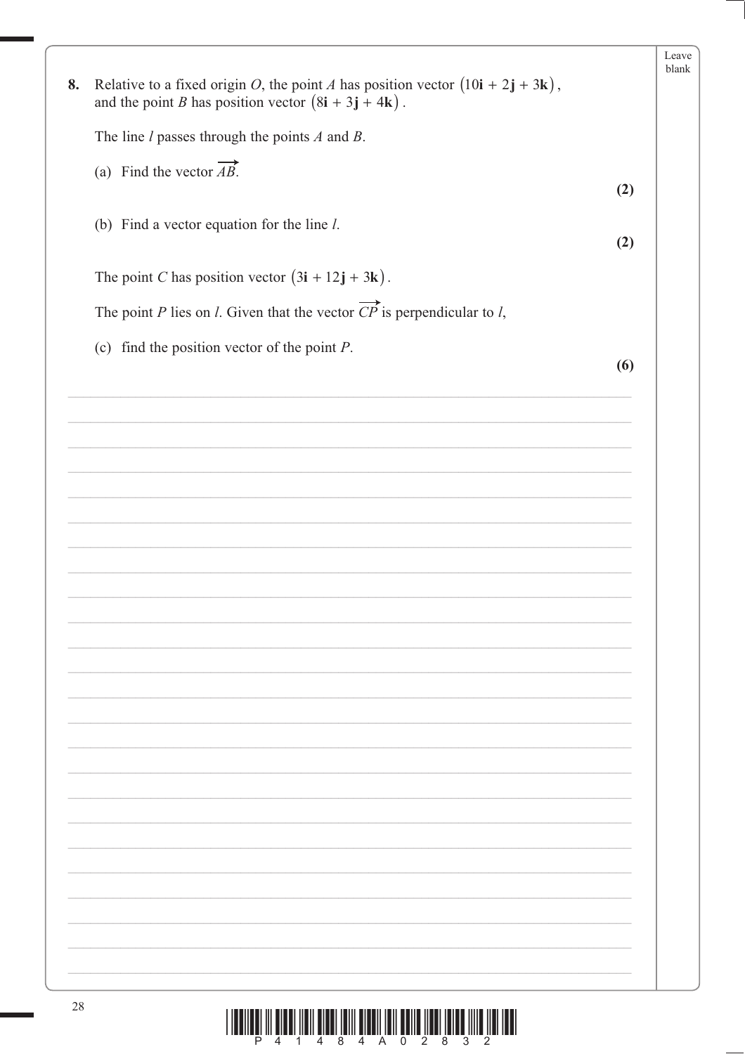**8.** Relative to a fixed origin $O$, the point $A$ has position vector $(10\mathbf{i} + 2\mathbf{j} + 3\mathbf{k})$, and the point $B$ has position vector $(8\mathbf{i} + 3\mathbf{j} + 4\mathbf{k})$.

The line $l$ passes through the points $A$ and $B$.

(a) Find the vector $\overrightarrow{AB}$.

**(2)**

(b) Find a vector equation for the line $l$.

**(2)**

The point $C$ has position vector $(3\mathbf{i} + 12\mathbf{j} + 3\mathbf{k})$.

The point $P$ lies on $l$. Given that the vector $\overrightarrow{CP}$ is perpendicular to $l$,

(c) find the position vector of the point $P$.

**(6)**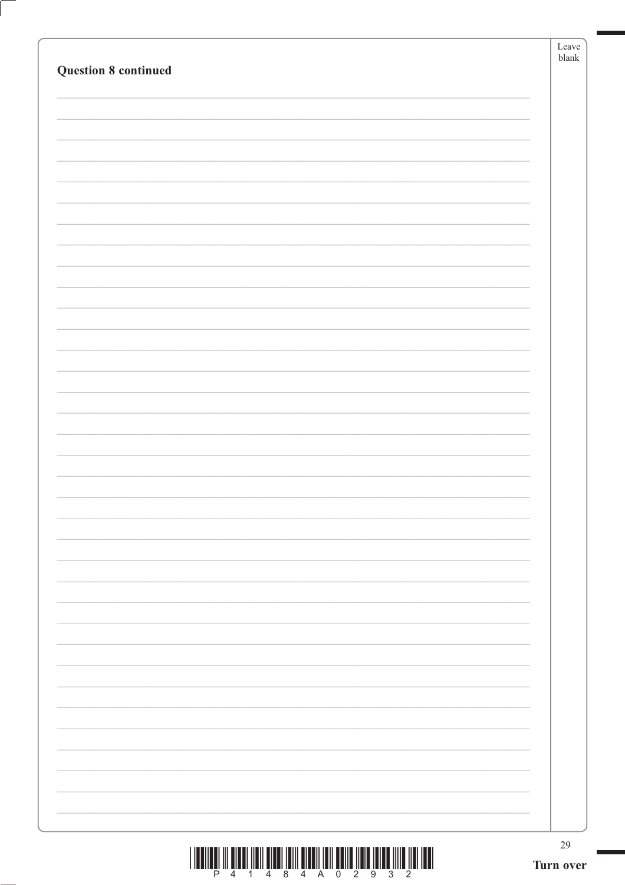**Question 8 continued**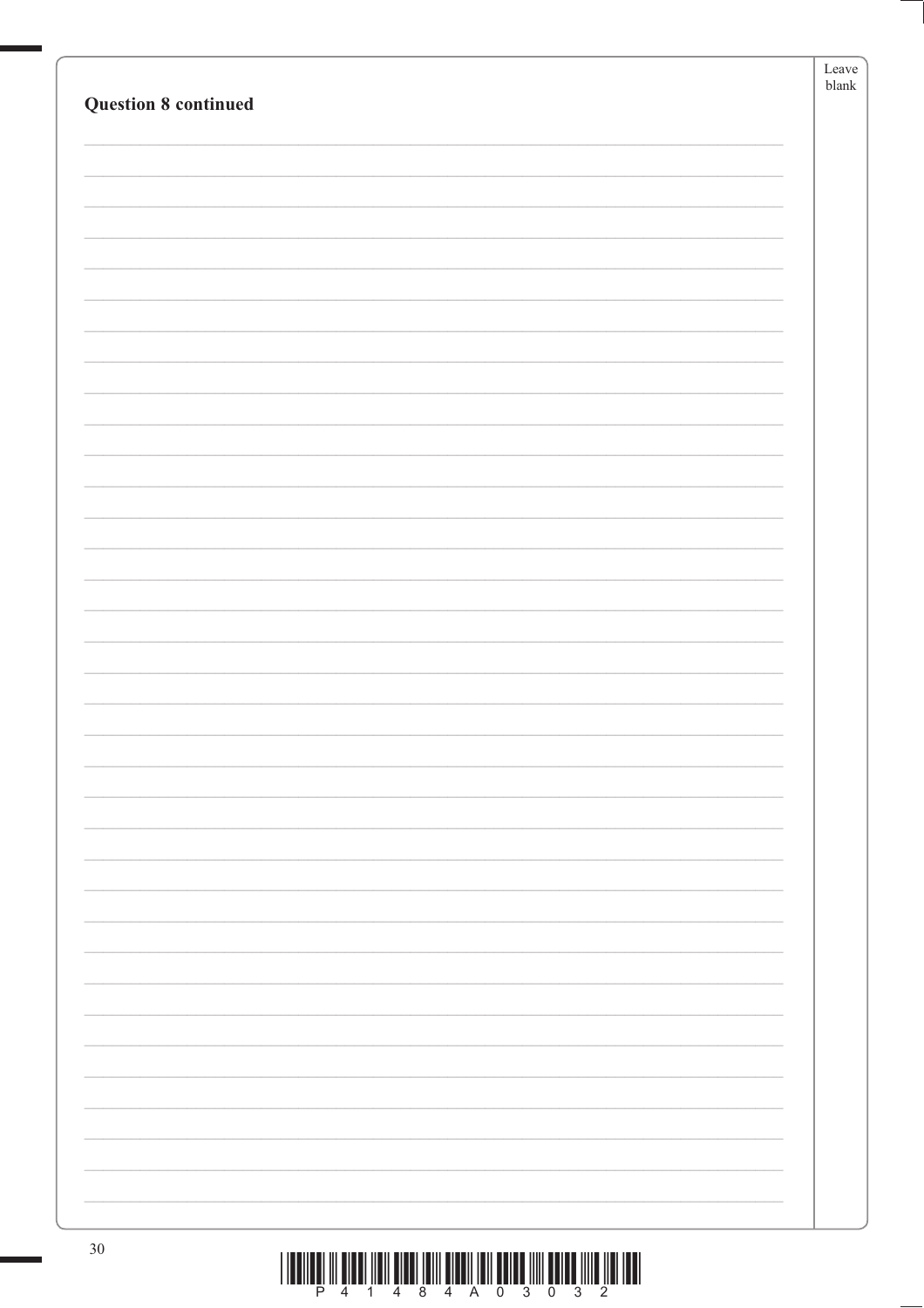**Question 8 continued**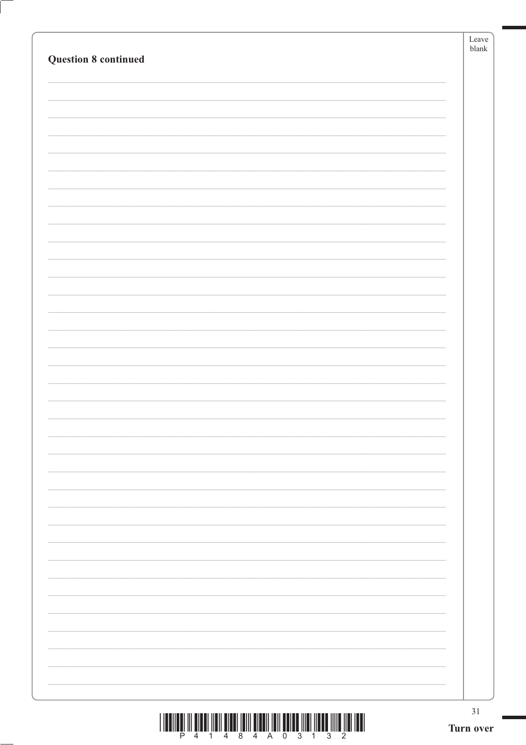**Question 8 continued**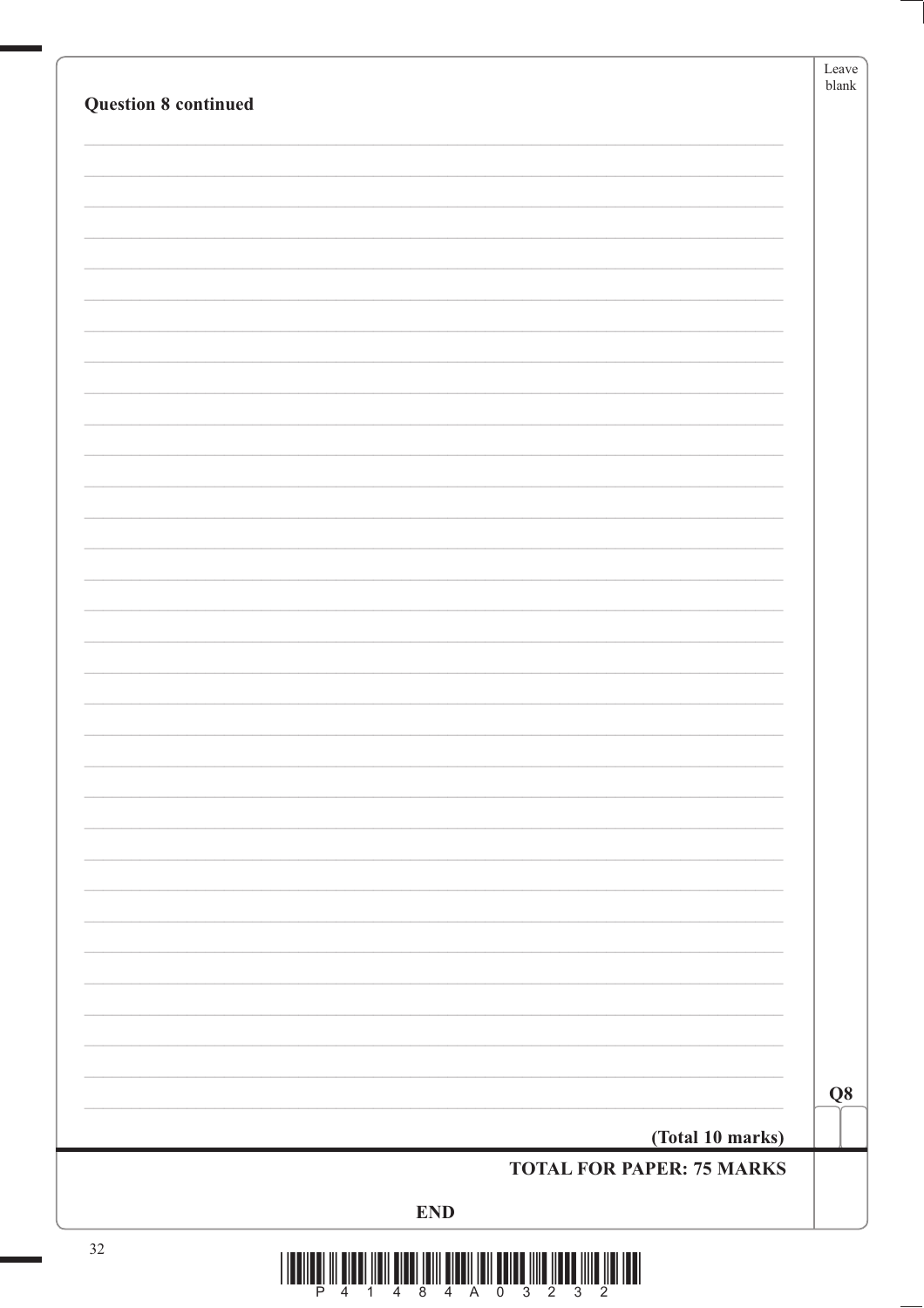**Question 8 continued**

(Total 10 marks)

**TOTAL FOR PAPER: 75 MARKS**

**END**